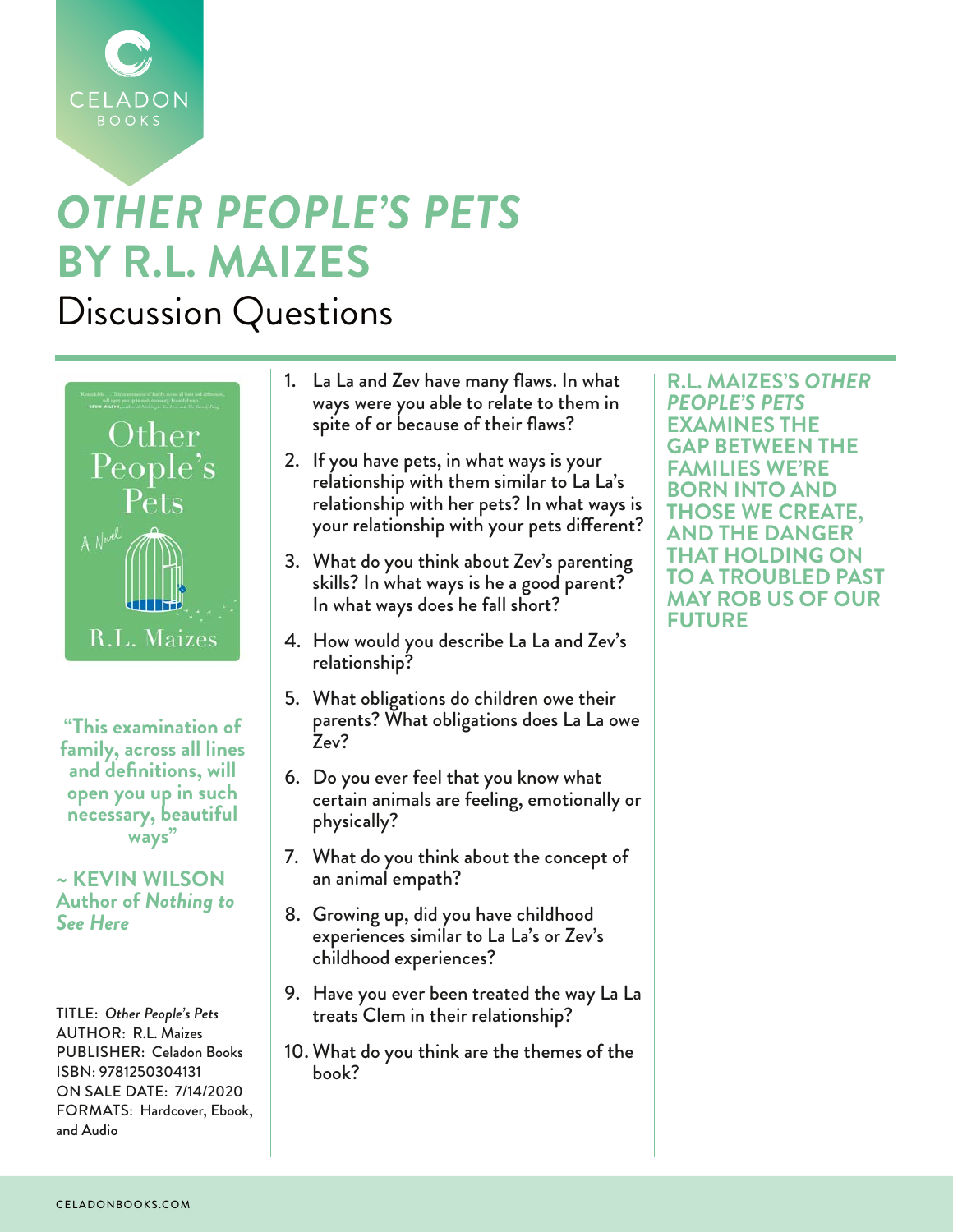CELADON BOOKS

# *OTHER PEOPLE'S PETS* BY R.L. MAIZES

## Discussion Questions

"This examination of family, across all lines and definitions, will open you up in such necessary, beautiful ways"

~ KEVIN WILSON
Author of *Nothing to See Here*

TITLE: *Other People's Pets*
AUTHOR: R.L. Maizes
PUBLISHER: Celadon Books
ISBN: 9781250304131
ON SALE DATE: 7/14/2020
FORMATS: Hardcover, Ebook, and Audio

1. La La and Zev have many flaws. In what ways were you able to relate to them in spite of or because of their flaws?
2. If you have pets, in what ways is your relationship with them similar to La La's relationship with her pets? In what ways is your relationship with your pets different?
3. What do you think about Zev's parenting skills? In what ways is he a good parent? In what ways does he fall short?
4. How would you describe La La and Zev's relationship?
5. What obligations do children owe their parents? What obligations does La La owe Zev?
6. Do you ever feel that you know what certain animals are feeling, emotionally or physically?
7. What do you think about the concept of an animal empath?
8. Growing up, did you have childhood experiences similar to La La's or Zev's childhood experiences?
9. Have you ever been treated the way La La treats Clem in their relationship?
10. What do you think are the themes of the book?

**R.L. MAIZES'S *OTHER PEOPLE'S PETS* EXAMINES THE GAP BETWEEN THE FAMILIES WE'RE BORN INTO AND THOSE WE CREATE, AND THE DANGER THAT HOLDING ON TO A TROUBLED PAST MAY ROB US OF OUR FUTURE**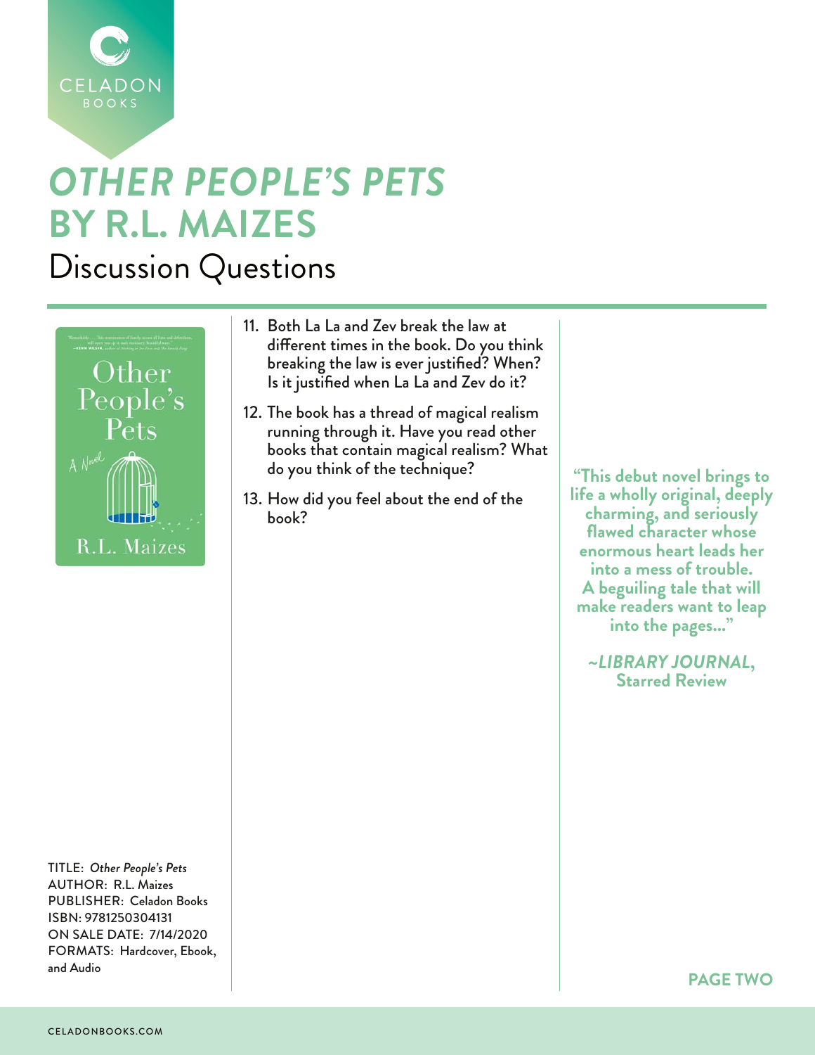# *OTHER PEOPLE'S PETS* BY R.L. MAIZES

## Discussion Questions

11. Both La La and Zev break the law at different times in the book. Do you think breaking the law is ever justified? When? Is it justified when La La and Zev do it?
12. The book has a thread of magical realism running through it. Have you read other books that contain magical realism? What do you think of the technique?
13. How did you feel about the end of the book?

**"This debut novel brings to life a wholly original, deeply charming, and seriously flawed character whose enormous heart leads her into a mess of trouble. A beguiling tale that will make readers want to leap into the pages..."**

**~*LIBRARY JOURNAL*, Starred Review**

TITLE: *Other People's Pets*
AUTHOR: R.L. Maizes
PUBLISHER: Celadon Books
ISBN: 9781250304131
ON SALE DATE: 7/14/2020
FORMATS: Hardcover, Ebook, and Audio